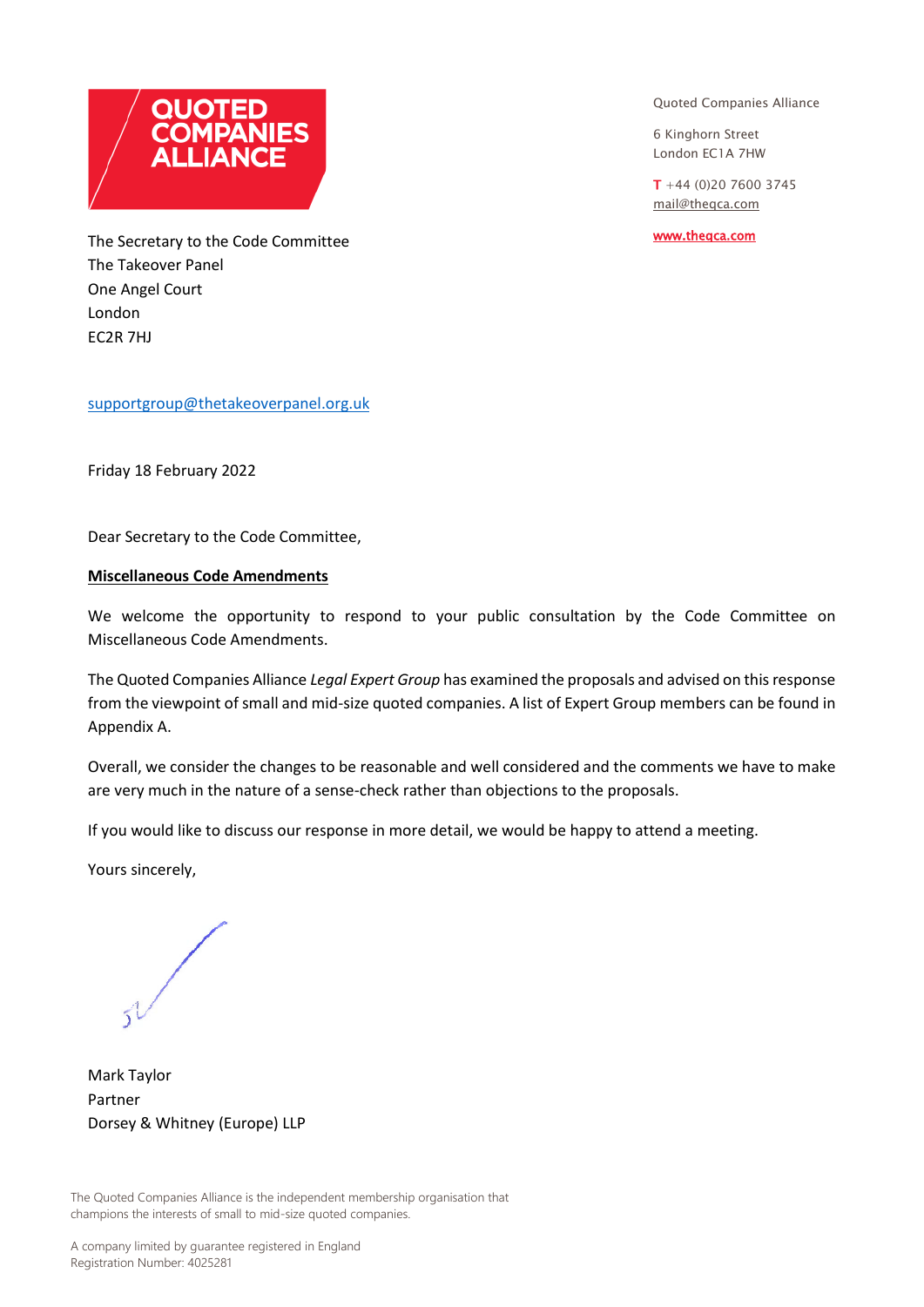**QUOTED COMPANIES ALLIANCE**

Quoted Companies Alliance

6 Kinghorn Street
London EC1A 7HW

T +44 (0)20 7600 3745
mail@theqca.com

www.theqca.com

The Secretary to the Code Committee
The Takeover Panel
One Angel Court
London
EC2R 7HJ

supportgroup@thetakeoverpanel.org.uk

Friday 18 February 2022

Dear Secretary to the Code Committee,

**Miscellaneous Code Amendments**

We welcome the opportunity to respond to your public consultation by the Code Committee on Miscellaneous Code Amendments.

The Quoted Companies Alliance *Legal Expert Group* has examined the proposals and advised on this response from the viewpoint of small and mid-size quoted companies. A list of Expert Group members can be found in Appendix A.

Overall, we consider the changes to be reasonable and well considered and the comments we have to make are very much in the nature of a sense-check rather than objections to the proposals.

If you would like to discuss our response in more detail, we would be happy to attend a meeting.

Yours sincerely,

Mark Taylor
Partner
Dorsey & Whitney (Europe) LLP

The Quoted Companies Alliance is the independent membership organisation that champions the interests of small to mid-size quoted companies.

A company limited by guarantee registered in England
Registration Number: 4025281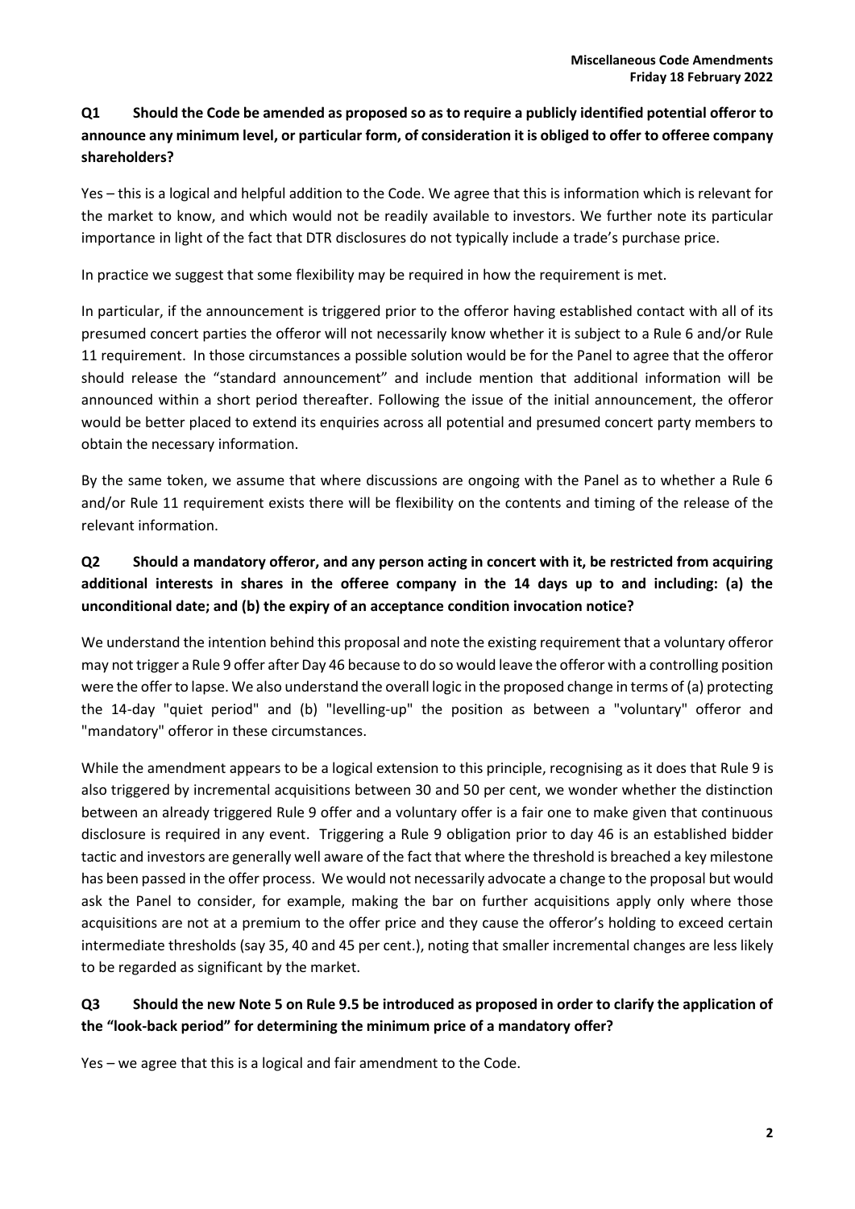**Q1 Should the Code be amended as proposed so as to require a publicly identified potential offeror to announce any minimum level, or particular form, of consideration it is obliged to offer to offeree company shareholders?**

Yes – this is a logical and helpful addition to the Code. We agree that this is information which is relevant for the market to know, and which would not be readily available to investors. We further note its particular importance in light of the fact that DTR disclosures do not typically include a trade's purchase price.

In practice we suggest that some flexibility may be required in how the requirement is met.

In particular, if the announcement is triggered prior to the offeror having established contact with all of its presumed concert parties the offeror will not necessarily know whether it is subject to a Rule 6 and/or Rule 11 requirement. In those circumstances a possible solution would be for the Panel to agree that the offeror should release the "standard announcement" and include mention that additional information will be announced within a short period thereafter. Following the issue of the initial announcement, the offeror would be better placed to extend its enquiries across all potential and presumed concert party members to obtain the necessary information.

By the same token, we assume that where discussions are ongoing with the Panel as to whether a Rule 6 and/or Rule 11 requirement exists there will be flexibility on the contents and timing of the release of the relevant information.

**Q2 Should a mandatory offeror, and any person acting in concert with it, be restricted from acquiring additional interests in shares in the offeree company in the 14 days up to and including: (a) the unconditional date; and (b) the expiry of an acceptance condition invocation notice?**

We understand the intention behind this proposal and note the existing requirement that a voluntary offeror may not trigger a Rule 9 offer after Day 46 because to do so would leave the offeror with a controlling position were the offer to lapse. We also understand the overall logic in the proposed change in terms of (a) protecting the 14-day "quiet period" and (b) "levelling-up" the position as between a "voluntary" offeror and "mandatory" offeror in these circumstances.

While the amendment appears to be a logical extension to this principle, recognising as it does that Rule 9 is also triggered by incremental acquisitions between 30 and 50 per cent, we wonder whether the distinction between an already triggered Rule 9 offer and a voluntary offer is a fair one to make given that continuous disclosure is required in any event. Triggering a Rule 9 obligation prior to day 46 is an established bidder tactic and investors are generally well aware of the fact that where the threshold is breached a key milestone has been passed in the offer process. We would not necessarily advocate a change to the proposal but would ask the Panel to consider, for example, making the bar on further acquisitions apply only where those acquisitions are not at a premium to the offer price and they cause the offeror's holding to exceed certain intermediate thresholds (say 35, 40 and 45 per cent.), noting that smaller incremental changes are less likely to be regarded as significant by the market.

**Q3 Should the new Note 5 on Rule 9.5 be introduced as proposed in order to clarify the application of the "look-back period" for determining the minimum price of a mandatory offer?**

Yes – we agree that this is a logical and fair amendment to the Code.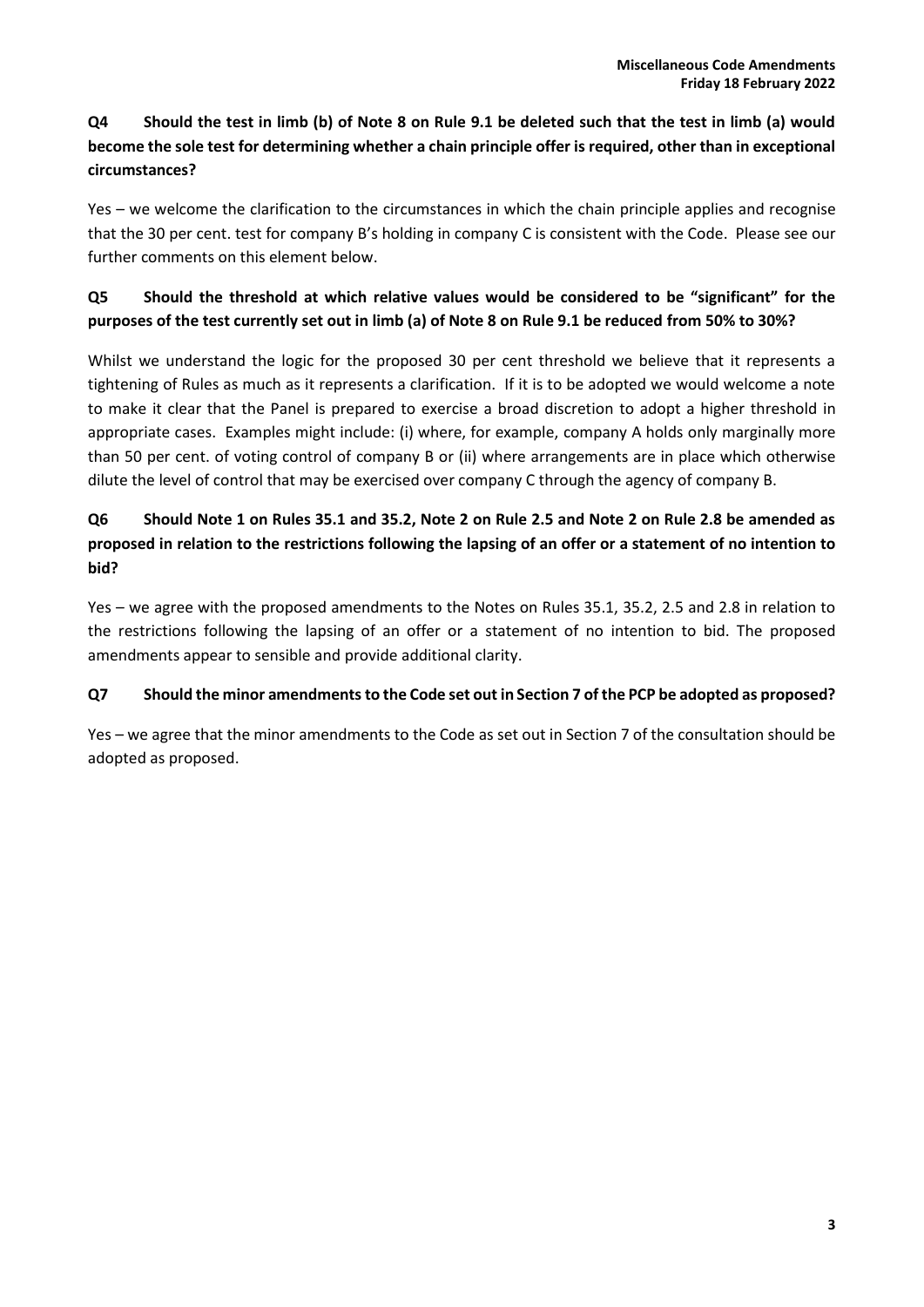**Q4 Should the test in limb (b) of Note 8 on Rule 9.1 be deleted such that the test in limb (a) would become the sole test for determining whether a chain principle offer is required, other than in exceptional circumstances?**

Yes – we welcome the clarification to the circumstances in which the chain principle applies and recognise that the 30 per cent. test for company B's holding in company C is consistent with the Code. Please see our further comments on this element below.

**Q5 Should the threshold at which relative values would be considered to be "significant" for the purposes of the test currently set out in limb (a) of Note 8 on Rule 9.1 be reduced from 50% to 30%?**

Whilst we understand the logic for the proposed 30 per cent threshold we believe that it represents a tightening of Rules as much as it represents a clarification. If it is to be adopted we would welcome a note to make it clear that the Panel is prepared to exercise a broad discretion to adopt a higher threshold in appropriate cases. Examples might include: (i) where, for example, company A holds only marginally more than 50 per cent. of voting control of company B or (ii) where arrangements are in place which otherwise dilute the level of control that may be exercised over company C through the agency of company B.

**Q6 Should Note 1 on Rules 35.1 and 35.2, Note 2 on Rule 2.5 and Note 2 on Rule 2.8 be amended as proposed in relation to the restrictions following the lapsing of an offer or a statement of no intention to bid?**

Yes – we agree with the proposed amendments to the Notes on Rules 35.1, 35.2, 2.5 and 2.8 in relation to the restrictions following the lapsing of an offer or a statement of no intention to bid. The proposed amendments appear to sensible and provide additional clarity.

**Q7 Should the minor amendments to the Code set out in Section 7 of the PCP be adopted as proposed?**

Yes – we agree that the minor amendments to the Code as set out in Section 7 of the consultation should be adopted as proposed.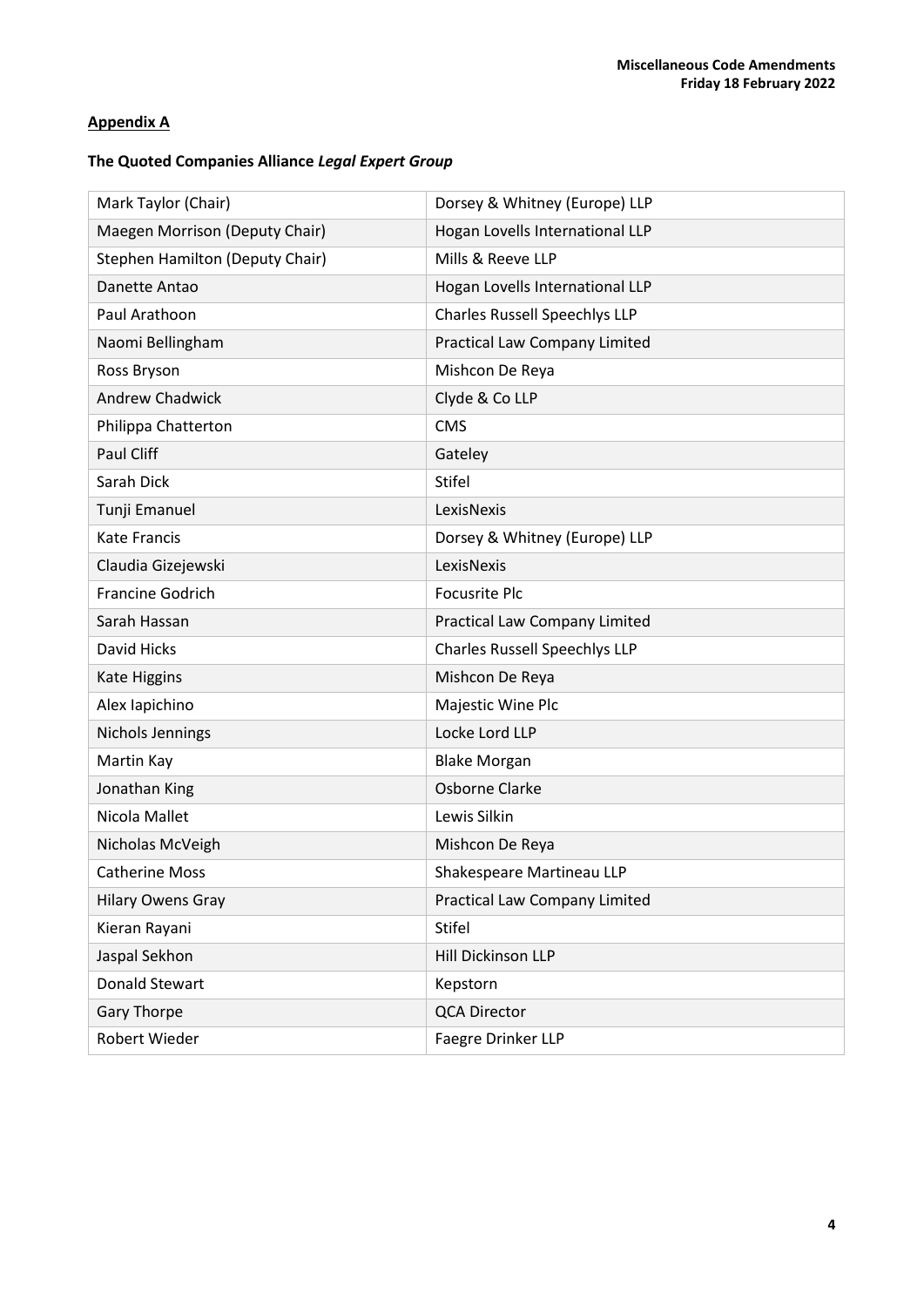**Appendix A**

**The Quoted Companies Alliance *Legal Expert Group***

| | |
|---|---|
| Mark Taylor (Chair) | Dorsey & Whitney (Europe) LLP |
| Maegen Morrison (Deputy Chair) | Hogan Lovells International LLP |
| Stephen Hamilton (Deputy Chair) | Mills & Reeve LLP |
| Danette Antao | Hogan Lovells International LLP |
| Paul Arathoon | Charles Russell Speechlys LLP |
| Naomi Bellingham | Practical Law Company Limited |
| Ross Bryson | Mishcon De Reya |
| Andrew Chadwick | Clyde & Co LLP |
| Philippa Chatterton | CMS |
| Paul Cliff | Gateley |
| Sarah Dick | Stifel |
| Tunji Emanuel | LexisNexis |
| Kate Francis | Dorsey & Whitney (Europe) LLP |
| Claudia Gizejewski | LexisNexis |
| Francine Godrich | Focusrite Plc |
| Sarah Hassan | Practical Law Company Limited |
| David Hicks | Charles Russell Speechlys LLP |
| Kate Higgins | Mishcon De Reya |
| Alex Iapichino | Majestic Wine Plc |
| Nichols Jennings | Locke Lord LLP |
| Martin Kay | Blake Morgan |
| Jonathan King | Osborne Clarke |
| Nicola Mallet | Lewis Silkin |
| Nicholas McVeigh | Mishcon De Reya |
| Catherine Moss | Shakespeare Martineau LLP |
| Hilary Owens Gray | Practical Law Company Limited |
| Kieran Rayani | Stifel |
| Jaspal Sekhon | Hill Dickinson LLP |
| Donald Stewart | Kepstorn |
| Gary Thorpe | QCA Director |
| Robert Wieder | Faegre Drinker LLP |